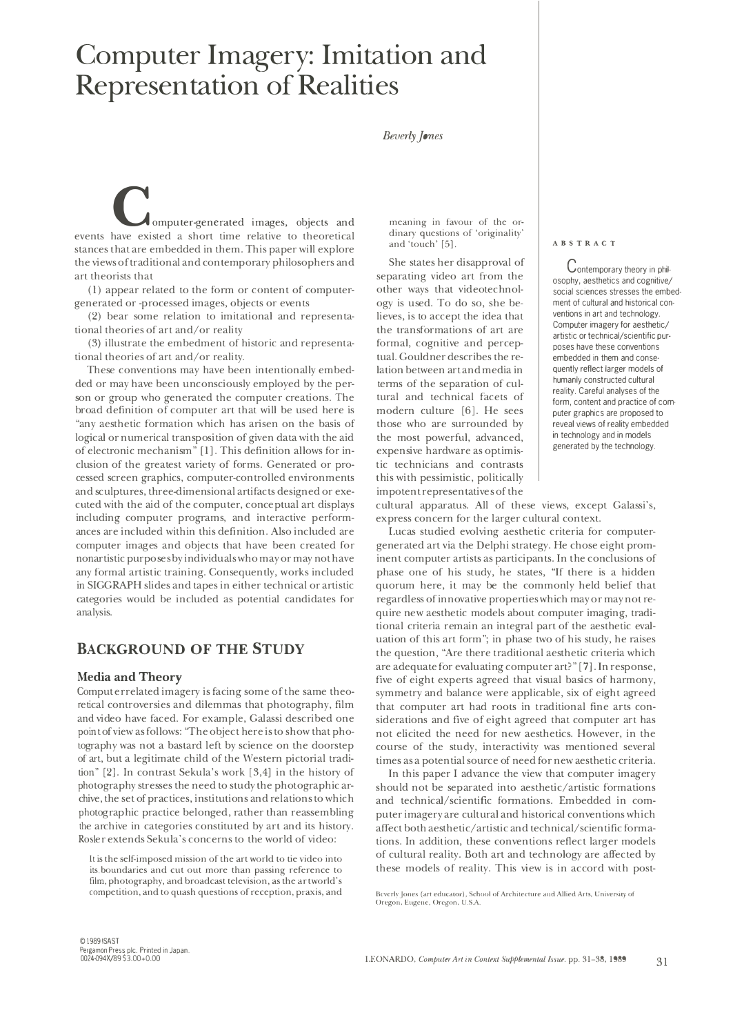# Computer Imagery: Imitation and Representation of Realities

*Beverly Jones*

**ABSTRACT**

Contemporary theory in philosophy, aesthetics and cognitive/social sciences stresses the embedment of cultural and historical conventions in art and technology. Computer imagery for aesthetic/artistic or technical/scientific purposes have these conventions embedded in them and consequently reflect larger models of humanly constructed cultural reality. Careful analyses of the form, content and practice of computer graphics are proposed to reveal views of reality embedded in technology and in models generated by the technology.

Computer-generated images, objects and events have existed a short time relative to theoretical stances that are embedded in them. This paper will explore the views of traditional and contemporary philosophers and art theorists that

(1) appear related to the form or content of computer-generated or -processed images, objects or events

(2) bear some relation to imitational and representational theories of art and/or reality

(3) illustrate the embedment of historic and representational theories of art and/or reality.

These conventions may have been intentionally embedded or may have been unconsciously employed by the person or group who generated the computer creations. The broad definition of computer art that will be used here is "any aesthetic formation which has arisen on the basis of logical or numerical transposition of given data with the aid of electronic mechanism" [1]. This definition allows for inclusion of the greatest variety of forms. Generated or processed screen graphics, computer-controlled environments and sculptures, three-dimensional artifacts designed or executed with the aid of the computer, conceptual art displays including computer programs, and interactive performances are included within this definition. Also included are computer images and objects that have been created for nonartistic purposes by individuals who may or may not have any formal artistic training. Consequently, works included in SIGGRAPH slides and tapes in either technical or artistic categories would be included as potential candidates for analysis.

## BACKGROUND OF THE STUDY

### Media and Theory

Computer related imagery is facing some of the same theoretical controversies and dilemmas that photography, film and video have faced. For example, Galassi described one point of view as follows: "The object here is to show that photography was not a bastard left by science on the doorstep of art, but a legitimate child of the Western pictorial tradition" [2]. In contrast Sekula's work [3,4] in the history of photography stresses the need to study the photographic archive, the set of practices, institutions and relations to which photographic practice belonged, rather than reassembling the archive in categories constituted by art and its history. Rosler extends Sekula's concerns to the world of video:

> It is the self-imposed mission of the art world to tie video into its boundaries and cut out more than passing reference to film, photography, and broadcast television, as the artworld's competition, and to quash questions of reception, praxis, and meaning in favour of the ordinary questions of 'originality' and 'touch' [5].

She states her disapproval of separating video art from the other ways that videotechnology is used. To do so, she believes, is to accept the idea that the transformations of art are formal, cognitive and perceptual. Gouldner describes the relation between art and media in terms of the separation of cultural and technical facets of modern culture [6]. He sees those who are surrounded by the most powerful, advanced, expensive hardware as optimistic technicians and contrasts this with pessimistic, politically impotent representatives of the cultural apparatus. All of these views, except Galassi's, express concern for the larger cultural context.

Lucas studied evolving aesthetic criteria for computer-generated art via the Delphi strategy. He chose eight prominent computer artists as participants. In the conclusions of phase one of his study, he states, "If there is a hidden quorum here, it may be the commonly held belief that regardless of innovative properties which may or may not require new aesthetic models about computer imaging, traditional criteria remain an integral part of the aesthetic evaluation of this art form"; in phase two of his study, he raises the question, "Are there traditional aesthetic criteria which are adequate for evaluating computer art?" [7]. In response, five of eight experts agreed that visual basics of harmony, symmetry and balance were applicable, six of eight agreed that computer art had roots in traditional fine arts considerations and five of eight agreed that computer art has not elicited the need for new aesthetics. However, in the course of the study, interactivity was mentioned several times as a potential source of need for new aesthetic criteria.

In this paper I advance the view that computer imagery should not be separated into aesthetic/artistic formations and technical/scientific formations. Embedded in computer imagery are cultural and historical conventions which affect both aesthetic/artistic and technical/scientific formations. In addition, these conventions reflect larger models of cultural reality. Both art and technology are affected by these models of reality. This view is in accord with post-

Beverly Jones (art educator), School of Architecture and Allied Arts, University of Oregon, Eugene, Oregon, U.S.A.

© 1989 ISAST
Pergamon Press plc. Printed in Japan.
0024-094X/89 $3.00+0.00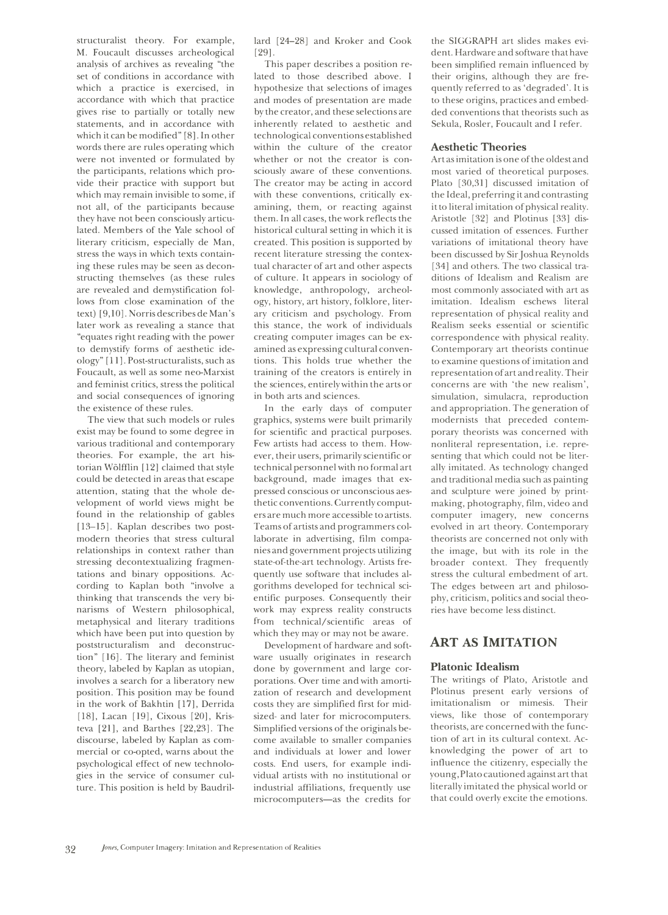structuralist theory. For example, M. Foucault discusses archeological analysis of archives as revealing "the set of conditions in accordance with which a practice is exercised, in accordance with which that practice gives rise to partially or totally new statements, and in accordance with which it can be modified" [8]. In other words there are rules operating which were not invented or formulated by the participants, relations which provide their practice with support but which may remain invisible to some, if not all, of the participants because they have not been consciously articulated. Members of the Yale school of literary criticism, especially de Man, stress the ways in which texts containing these rules may be seen as deconstructing themselves (as these rules are revealed and demystification follows from close examination of the text) [9,10]. Norris describes de Man's later work as revealing a stance that "equates right reading with the power to demystify forms of aesthetic ideology" [11]. Post-structuralists, such as Foucault, as well as some neo-Marxist and feminist critics, stress the political and social consequences of ignoring the existence of these rules.

The view that such models or rules exist may be found to some degree in various traditional and contemporary theories. For example, the art historian Wölfflin [12] claimed that style could be detected in areas that escape attention, stating that the whole development of world views might be found in the relationship of gables [13–15]. Kaplan describes two postmodern theories that stress cultural relationships in context rather than stressing decontextualizing fragmentations and binary oppositions. According to Kaplan both "involve a thinking that transcends the very binarisms of Western philosophical, metaphysical and literary traditions which have been put into question by poststructuralism and deconstruction" [16]. The literary and feminist theory, labeled by Kaplan as utopian, involves a search for a liberatory new position. This position may be found in the work of Bakhtin [17], Derrida [18], Lacan [19], Cixous [20], Kristeva [21], and Barthes [22,23]. The discourse, labeled by Kaplan as commercial or co-opted, warns about the psychological effect of new technologies in the service of consumer culture. This position is held by Baudrillard [24–28] and Kroker and Cook [29].

This paper describes a position related to those described above. I hypothesize that selections of images and modes of presentation are made by the creator, and these selections are inherently related to aesthetic and technological conventions established within the culture of the creator whether or not the creator is consciously aware of these conventions. The creator may be acting in accord with these conventions, critically examining, them, or reacting against them. In all cases, the work reflects the historical cultural setting in which it is created. This position is supported by recent literature stressing the contextual character of art and other aspects of culture. It appears in sociology of knowledge, anthropology, archeology, history, art history, folklore, literary criticism and psychology. From this stance, the work of individuals creating computer images can be examined as expressing cultural conventions. This holds true whether the training of the creators is entirely in the sciences, entirely within the arts or in both arts and sciences.

In the early days of computer graphics, systems were built primarily for scientific and practical purposes. Few artists had access to them. However, their users, primarily scientific or technical personnel with no formal art background, made images that expressed conscious or unconscious aesthetic conventions. Currently computers are much more accessible to artists. Teams of artists and programmers collaborate in advertising, film companies and government projects utilizing state-of-the-art technology. Artists frequently use software that includes algorithms developed for technical scientific purposes. Consequently their work may express reality constructs from technical/scientific areas of which they may or may not be aware.

Development of hardware and software usually originates in research done by government and large corporations. Over time and with amortization of research and development costs they are simplified first for mid-sized- and later for microcomputers. Simplified versions of the originals become available to smaller companies and individuals at lower and lower costs. End users, for example individual artists with no institutional or industrial affiliations, frequently use microcomputers—as the credits for the SIGGRAPH art slides makes evident. Hardware and software that have been simplified remain influenced by their origins, although they are frequently referred to as 'degraded'. It is to these origins, practices and embedded conventions that theorists such as Sekula, Rosler, Foucault and I refer.

### Aesthetic Theories

Art as imitation is one of the oldest and most varied of theoretical purposes. Plato [30,31] discussed imitation of the Ideal, preferring it and contrasting it to literal imitation of physical reality. Aristotle [32] and Plotinus [33] discussed imitation of essences. Further variations of imitational theory have been discussed by Sir Joshua Reynolds [34] and others. The two classical traditions of Idealism and Realism are most commonly associated with art as imitation. Idealism eschews literal representation of physical reality and Realism seeks essential or scientific correspondence with physical reality. Contemporary art theorists continue to examine questions of imitation and representation of art and reality. Their concerns are with 'the new realism', simulation, simulacra, reproduction and appropriation. The generation of modernists that preceded contemporary theorists was concerned with nonliteral representation, i.e. representing that which could not be literally imitated. As technology changed and traditional media such as painting and sculpture were joined by printmaking, photography, film, video and computer imagery, new concerns evolved in art theory. Contemporary theorists are concerned not only with the image, but with its role in the broader context. They frequently stress the cultural embedment of art. The edges between art and philosophy, criticism, politics and social theories have become less distinct.

## ART AS IMITATION

### Platonic Idealism

The writings of Plato, Aristotle and Plotinus present early versions of imitationalism or mimesis. Their views, like those of contemporary theorists, are concerned with the function of art in its cultural context. Acknowledging the power of art to influence the citizenry, especially the young, Plato cautioned against art that literally imitated the physical world or that could overly excite the emotions.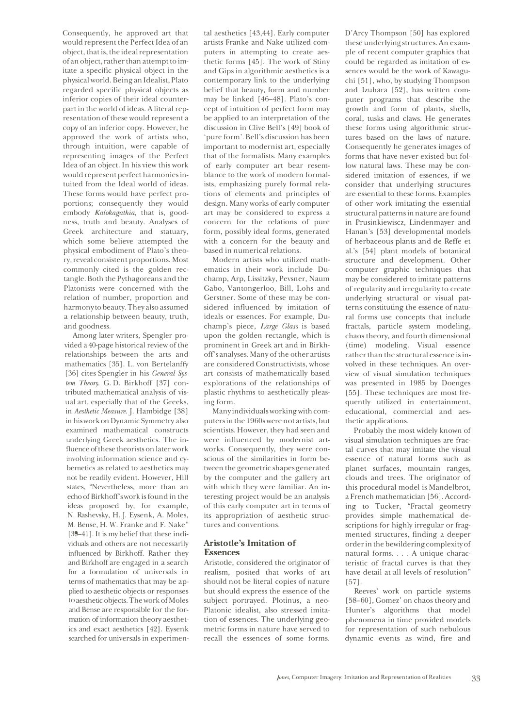Consequently, he approved art that would represent the Perfect Idea of an object, that is, the ideal representation of an object, rather than attempt to imitate a specific physical object in the physical world. Being an Idealist, Plato regarded specific physical objects as inferior copies of their ideal counterpart in the world of ideas. A literal representation of these would represent a copy of an inferior copy. However, he approved the work of artists who, through intuition, were capable of representing images of the Perfect Idea of an object. In his view this work would represent perfect harmonies intuited from the Ideal world of ideas. These forms would have perfect proportions; consequently they would embody *Kalokagathia*, that is, goodness, truth and beauty. Analyses of Greek architecture and statuary, which some believe attempted the physical embodiment of Plato's theory, reveal consistent proportions. Most commonly cited is the golden rectangle. Both the Pythagoreans and the Platonists were concerned with the relation of number, proportion and harmony to beauty. They also assumed a relationship between beauty, truth, and goodness.

Among later writers, Spengler provided a 40-page historical review of the relationships between the arts and mathematics [35]. L. von Bertelanffy [36] cites Spengler in his *General System Theory*. G. D. Birkhoff [37] contributed mathematical analysis of visual art, especially that of the Greeks, in *Aesthetic Measure*. J. Hambidge [38] in his work on Dynamic Symmetry also examined mathematical constructs underlying Greek aesthetics. The influence of these theorists on later work involving information science and cybernetics as related to aesthetics may not be readily evident. However, Hill states, "Nevertheless, more than an echo of Birkhoff's work is found in the ideas proposed by, for example, N. Rashevsky, H. J. Eysenk, A. Moles, M. Bense, H. W. Franke and F. Nake" [39–41]. It is my belief that these individuals and others are not necessarily influenced by Birkhoff. Rather they and Birkhoff are engaged in a search for a formulation of universals in terms of mathematics that may be applied to aesthetic objects or responses to aesthetic objects. The work of Moles and Bense are responsible for the formation of information theory aesthetics and exact aesthetics [42]. Eysenk searched for universals in experimental aesthetics [43,44]. Early computer artists Franke and Nake utilized computers in attempting to create aesthetic forms [45]. The work of Stiny and Gips in algorithmic aesthetics is a contemporary link to the underlying belief that beauty, form and number may be linked [46–48]. Plato's concept of intuition of perfect form may be applied to an interpretation of the discussion in Clive Bell's [49] book of 'pure form'. Bell's discussion has been important to modernist art, especially that of the formalists. Many examples of early computer art bear resemblance to the work of modern formalists, emphasizing purely formal relations of elements and principles of design. Many works of early computer art may be considered to express a concern for the relations of pure form, possibly ideal forms, generated with a concern for the beauty and based in numerical relations.

Modern artists who utilized mathematics in their work include Duchamp, Arp, Lissitzky, Pevsner, Naum Gabo, Vantongerloo, Bill, Lohs and Gerstner. Some of these may be considered influenced by imitation of ideals or essences. For example, Duchamp's piece, *Large Glass* is based upon the golden rectangle, which is prominent in Greek art and in Birkhoff's analyses. Many of the other artists are considered Constructivists, whose art consists of mathematically based explorations of the relationships of plastic rhythms to aesthetically pleasing form.

Many individuals working with computers in the 1960s were not artists, but scientists. However, they had seen and were influenced by modernist artworks. Consequently, they were conscious of the similarities in form between the geometric shapes generated by the computer and the gallery art with which they were familiar. An interesting project would be an analysis of this early computer art in terms of its appropriation of aesthetic structures and conventions.

## Aristotle's Imitation of Essences

Aristotle, considered the originator of realism, posited that works of art should not be literal copies of nature but should express the essence of the subject portrayed. Plotinus, a neo-Platonic idealist, also stressed imitation of essences. The underlying geometric forms in nature have served to recall the essences of some forms. D'Arcy Thompson [50] has explored these underlying structures. An example of recent computer graphics that could be regarded as imitation of essences would be the work of Kawaguchi [51], who, by studying Thompson and Izuhara [52], has written computer programs that describe the growth and form of plants, shells, coral, tusks and claws. He generates these forms using algorithmic structures based on the laws of nature. Consequently he generates images of forms that have never existed but follow natural laws. These may be considered imitation of essences, if we consider that underlying structures are essential to these forms. Examples of other work imitating the essential structural patterns in nature are found in Prusinkiewiscz, Lindenmayer and Hanan's [53] developmental models of herbaceous plants and de Reffe et al.'s [54] plant models of botanical structure and development. Other computer graphic techniques that may be considered to imitate patterns of regularity and irregularity to create underlying structural or visual patterns constituting the essence of natural forms use concepts that include fractals, particle system modeling, chaos theory, and fourth dimensional (time) modeling. Visual essence rather than the structural essence is involved in these techniques. An overview of visual simulation techniques was presented in 1985 by Doenges [55]. These techniques are most frequently utilized in entertainment, educational, commercial and aesthetic applications.

Probably the most widely known of visual simulation techniques are fractal curves that may imitate the visual essence of natural forms such as planet surfaces, mountain ranges, clouds and trees. The originator of this procedural model is Mandelbrot, a French mathematician [56]. According to Tucker, "Fractal geometry provides simple mathematical descriptions for highly irregular or fragmented structures, finding a deeper order in the bewildering complexity of natural forms. . . . A unique characteristic of fractal curves is that they have detail at all levels of resolution" [57].

Reeves' work on particle systems [58–60], Gomez' on chaos theory and Hunter's algorithms that model phenomena in time provided models for representation of such nebulous dynamic events as wind, fire and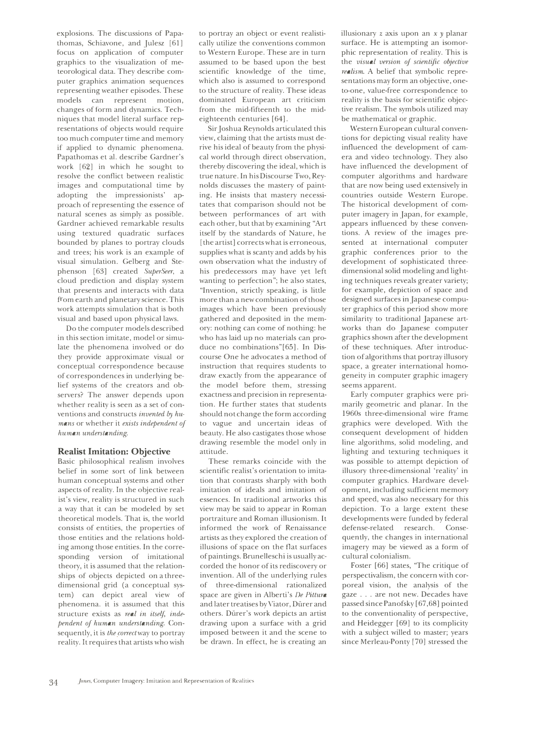explosions. The discussions of Papathomas, Schiavone, and Julesz [61] focus on application of computer graphics to the visualization of meteorological data. They describe computer graphics animation sequences representing weather episodes. These models can represent motion, changes of form and dynamics. Techniques that model literal surface representations of objects would require too much computer time and memory if applied to dynamic phenomena. Papathomas et al. describe Gardner's work [62] in which he sought to resolve the conflict between realistic images and computational time by adopting the impressionists' approach of representing the essence of natural scenes as simply as possible. Gardner achieved remarkable results using textured quadratic surfaces bounded by planes to portray clouds and trees; his work is an example of visual simulation. Gelberg and Stephenson [63] created *SuperSeer*, a cloud prediction and display system that presents and interacts with data from earth and planetary science. This work attempts simulation that is both visual and based upon physical laws.

Do the computer models described in this section imitate, model or simulate the phenomena involved or do they provide approximate visual or conceptual correspondence because of correspondences in underlying belief systems of the creators and observers? The answer depends upon whether reality is seen as a set of conventions and constructs *invented by humans* or whether it *exists independent of human understanding*.

## Realist Imitation: Objective

Basic philosophical realism involves belief in some sort of link between human conceptual systems and other aspects of reality. In the objective realist's view, reality is structured in such a way that it can be modeled by set theoretical models. That is, the world consists of entities, the properties of those entities and the relations holding among those entities. In the corresponding version of imitational theory, it is assumed that the relationships of objects depicted on a three-dimensional grid (a conceptual system) can depict areal view of phenomena. it is assumed that this structure exists as *real in itself, independent of human understanding*. Consequently, it is *the correct* way to portray reality. It requires that artists who wish to portray an object or event realistically utilize the conventions common to Western Europe. These are in turn assumed to be based upon the best scientific knowledge of the time, which also is assumed to correspond to the structure of reality. These ideas dominated European art criticism from the mid-fifteenth to the mid-eighteenth centuries [64].

Sir Joshua Reynolds articulated this view, claiming that the artists must derive his ideal of beauty from the physical world through direct observation, thereby discovering the ideal, which is true nature. In his Discourse Two, Reynolds discusses the mastery of painting. He insists that mastery necessitates that comparison should not be between performances of art with each other, but that by examining "Art itself by the standards of Nature, he [the artist] corrects what is erroneous, supplies what is scanty and adds by his own observation what the industry of his predecessors may have yet left wanting to perfection"; he also states, "Invention, strictly speaking, is little more than a new combination of those images which have been previously gathered and deposited in the memory: nothing can come of nothing: he who has laid up no materials can produce no combinations"[65]. In Discourse One he advocates a method of instruction that requires students to draw exactly from the appearance of the model before them, stressing exactness and precision in representation. He further states that students should not change the form according to vague and uncertain ideas of beauty. He also castigates those whose drawing resemble the model only in attitude.

These remarks coincide with the scientific realist's orientation to imitation that contrasts sharply with both imitation of ideals and imitation of essences. In traditional artworks this view may be said to appear in Roman portraiture and Roman illusionism. It informed the work of Renaissance artists as they explored the creation of illusions of space on the flat surfaces of paintings. Brunelleschi is usually accorded the honor of its rediscovery or invention. All of the underlying rules of three-dimensional rationalized space are given in Alberti's *De Pittura* and later treatises by Viator, Dürer and others. Dürer's work depicts an artist drawing upon a surface with a grid imposed between it and the scene to be drawn. In effect, he is creating an illusionary $z$ axis upon an $x$ $y$ planar surface. He is attempting an isomorphic representation of reality. This is the *visual version of scientific objective realism*. A belief that symbolic representations may form an objective, one-to-one, value-free correspondence to reality is the basis for scientific objective realism. The symbols utilized may be mathematical or graphic.

Western European cultural conventions for depicting visual reality have influenced the development of camera and video technology. They also have influenced the development of computer algorithms and hardware that are now being used extensively in countries outside Western Europe. The historical development of computer imagery in Japan, for example, appears influenced by these conventions. A review of the images presented at international computer graphic conferences prior to the development of sophisticated three-dimensional solid modeling and lighting techniques reveals greater variety; for example, depiction of space and designed surfaces in Japanese computer graphics of this period show more similarity to traditional Japanese artworks than do Japanese computer graphics shown after the development of these techniques. After introduction of algorithms that portray illusory space, a greater international homogeneity in computer graphic imagery seems apparent.

Early computer graphics were primarily geometric and planar. In the 1960s three-dimensional wire frame graphics were developed. With the consequent development of hidden line algorithms, solid modeling, and lighting and texturing techniques it was possible to attempt depiction of illusory three-dimensional 'reality' in computer graphics. Hardware development, including sufficient memory and speed, was also necessary for this depiction. To a large extent these developments were funded by federal defense-related research. Consequently, the changes in international imagery may be viewed as a form of cultural colonialism.

Foster [66] states, "The critique of perspectivalism, the concern with corporeal vision, the analysis of the gaze . . . are not new. Decades have passed since Panofsky [67,68] pointed to the conventionality of perspective, and Heidegger [69] to its complicity with a subject willed to master; years since Merleau-Ponty [70] stressed the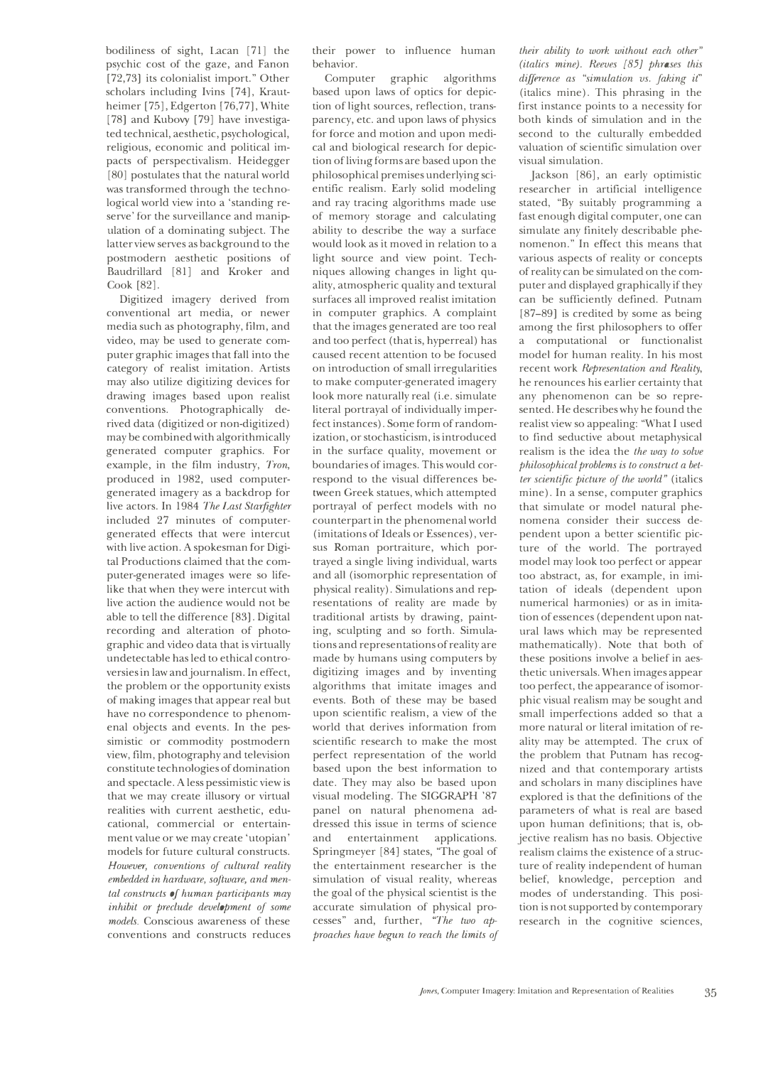bodiliness of sight, Lacan [71] the psychic cost of the gaze, and Fanon [72,73] its colonialist import." Other scholars including Ivins [74], Krautheimer [75], Edgerton [76,77], White [78] and Kubovy [79] have investigated technical, aesthetic, psychological, religious, economic and political impacts of perspectivalism. Heidegger [80] postulates that the natural world was transformed through the technological world view into a 'standing reserve' for the surveillance and manipulation of a dominating subject. The latter view serves as background to the postmodern aesthetic positions of Baudrillard [81] and Kroker and Cook [82].

Digitized imagery derived from conventional art media, or newer media such as photography, film, and video, may be used to generate computer graphic images that fall into the category of realist imitation. Artists may also utilize digitizing devices for drawing images based upon realist conventions. Photographically derived data (digitized or non-digitized) may be combined with algorithmically generated computer graphics. For example, in the film industry, *Tron*, produced in 1982, used computer-generated imagery as a backdrop for live actors. In 1984 *The Last Starfighter* included 27 minutes of computer-generated effects that were intercut with live action. A spokesman for Digital Productions claimed that the computer-generated images were so lifelike that when they were intercut with live action the audience would not be able to tell the difference [83]. Digital recording and alteration of photographic and video data that is virtually undetectable has led to ethical controversies in law and journalism. In effect, the problem or the opportunity exists of making images that appear real but have no correspondence to phenomenal objects and events. In the pessimistic or commodity postmodern view, film, photography and television constitute technologies of domination and spectacle. A less pessimistic view is that we may create illusory or virtual realities with current aesthetic, educational, commercial or entertainment value or we may create 'utopian' models for future cultural constructs. *However, conventions of cultural reality embedded in hardware, software, and mental constructs of human participants may inhibit or preclude development of some models.* Conscious awareness of these conventions and constructs reduces their power to influence human behavior.

Computer graphic algorithms based upon laws of optics for depiction of light sources, reflection, transparency, etc. and upon laws of physics for force and motion and upon medical and biological research for depiction of living forms are based upon the philosophical premises underlying scientific realism. Early solid modeling and ray tracing algorithms made use of memory storage and calculating ability to describe the way a surface would look as it moved in relation to a light source and view point. Techniques allowing changes in light quality, atmospheric quality and textural surfaces all improved realist imitation in computer graphics. A complaint that the images generated are too real and too perfect (that is, hyperreal) has caused recent attention to be focused on introduction of small irregularities to make computer-generated imagery look more naturally real (i.e. simulate literal portrayal of individually imperfect instances). Some form of randomization, or stochasticism, is introduced in the surface quality, movement or boundaries of images. This would correspond to the visual differences between Greek statues, which attempted portrayal of perfect models with no counterpart in the phenomenal world (imitations of Ideals or Essences), versus Roman portraiture, which portrayed a single living individual, warts and all (isomorphic representation of physical reality). Simulations and representations of reality are made by traditional artists by drawing, painting, sculpting and so forth. Simulations and representations of reality are made by humans using computers by digitizing images and by inventing algorithms that imitate images and events. Both of these may be based upon scientific realism, a view of the world that derives information from scientific research to make the most perfect representation of the world based upon the best information to date. They may also be based upon visual modeling. The SIGGRAPH '87 panel on natural phenomena addressed this issue in terms of science and entertainment applications. Springmeyer [84] states, "The goal of the entertainment researcher is the simulation of visual reality, whereas the goal of the physical scientist is the accurate simulation of physical processes" and, further, *"The two approaches have begun to reach the limits of their ability to work without each other" (italics mine). Reeves [85] phrases this difference as "simulation vs. faking it"* (italics mine). This phrasing in the first instance points to a necessity for both kinds of simulation and in the second to the culturally embedded valuation of scientific simulation over visual simulation.

Jackson [86], an early optimistic researcher in artificial intelligence stated, "By suitably programming a fast enough digital computer, one can simulate any finitely describable phenomenon." In effect this means that various aspects of reality or concepts of reality can be simulated on the computer and displayed graphically if they can be sufficiently defined. Putnam [87–89] is credited by some as being among the first philosophers to offer a computational or functionalist model for human reality. In his most recent work *Representation and Reality*, he renounces his earlier certainty that any phenomenon can be so represented. He describes why he found the realist view so appealing: "What I used to find seductive about metaphysical realism is the idea the *the way to solve philosophical problems is to construct a better scientific picture of the world"* (italics mine). In a sense, computer graphics that simulate or model natural phenomena consider their success dependent upon a better scientific picture of the world. The portrayed model may look too perfect or appear too abstract, as, for example, in imitation of ideals (dependent upon numerical harmonies) or as in imitation of essences (dependent upon natural laws which may be represented mathematically). Note that both of these positions involve a belief in aesthetic universals. When images appear too perfect, the appearance of isomorphic visual realism may be sought and small imperfections added so that a more natural or literal imitation of reality may be attempted. The crux of the problem that Putnam has recognized and that contemporary artists and scholars in many disciplines have explored is that the definitions of the parameters of what is real are based upon human definitions; that is, objective realism has no basis. Objective realism claims the existence of a structure of reality independent of human belief, knowledge, perception and modes of understanding. This position is not supported by contemporary research in the cognitive sciences,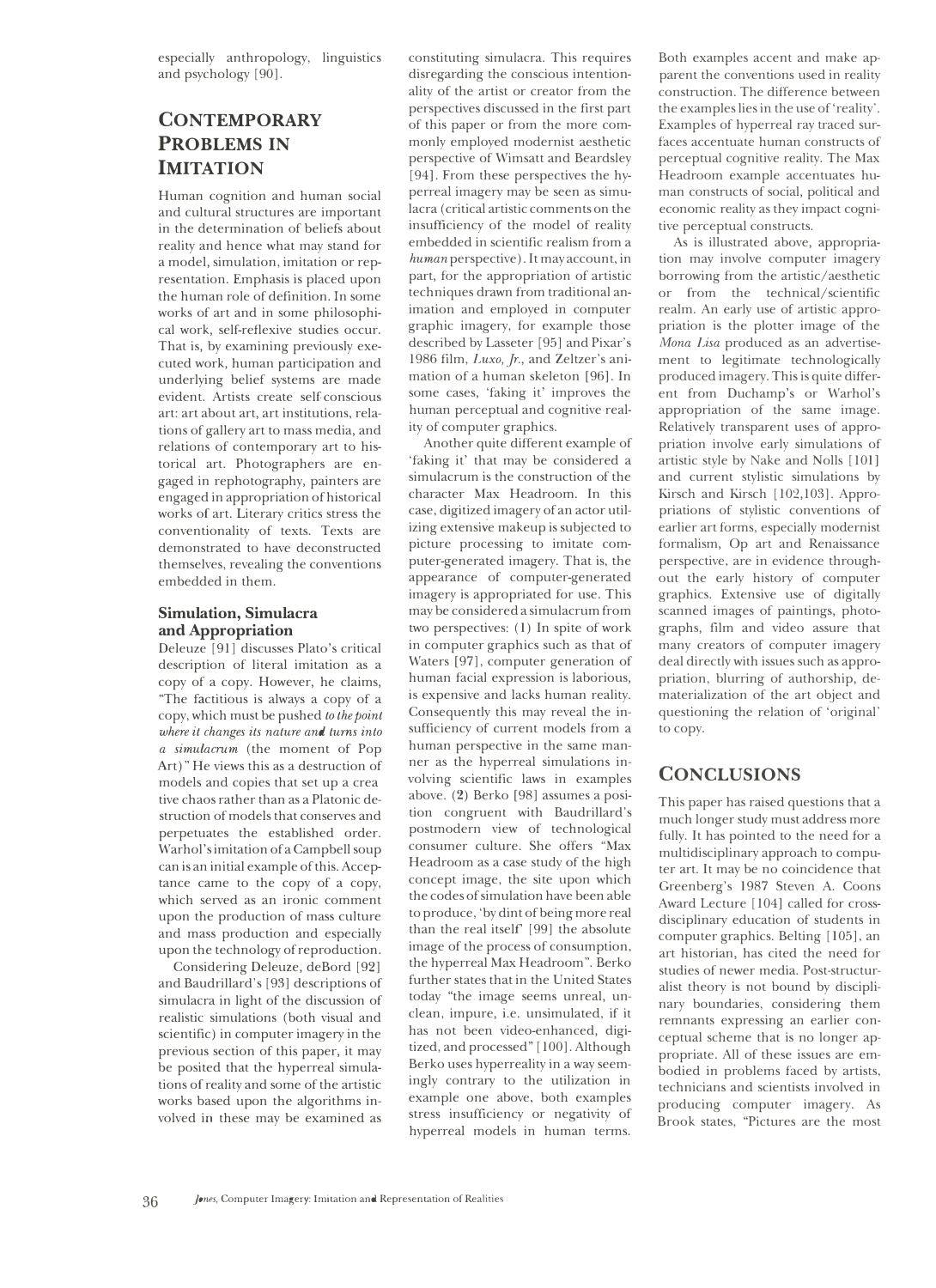especially anthropology, linguistics and psychology [90].

## Contemporary Problems in Imitation

Human cognition and human social and cultural structures are important in the determination of beliefs about reality and hence what may stand for a model, simulation, imitation or representation. Emphasis is placed upon the human role of definition. In some works of art and in some philosophical work, self-reflexive studies occur. That is, by examining previously executed work, human participation and underlying belief systems are made evident. Artists create self-conscious art: art about art, art institutions, relations of gallery art to mass media, and relations of contemporary art to historical art. Photographers are engaged in rephotography, painters are engaged in appropriation of historical works of art. Literary critics stress the conventionality of texts. Texts are demonstrated to have deconstructed themselves, revealing the conventions embedded in them.

### Simulation, Simulacra and Appropriation

Deleuze [91] discusses Plato's critical description of literal imitation as a copy of a copy. However, he claims, "The factitious is always a copy of a copy, which must be pushed *to the point where it changes its nature and turns into a simulacrum* (the moment of Pop Art)" He views this as a destruction of models and copies that set up a creative chaos rather than as a Platonic destruction of models that conserves and perpetuates the established order. Warhol's imitation of a Campbell soup can is an initial example of this. Acceptance came to the copy of a copy, which served as an ironic comment upon the production of mass culture and mass production and especially upon the technology of reproduction.

Considering Deleuze, deBord [92] and Baudrillard's [93] descriptions of simulacra in light of the discussion of realistic simulations (both visual and scientific) in computer imagery in the previous section of this paper, it may be posited that the hyperreal simulations of reality and some of the artistic works based upon the algorithms involved in these may be examined as constituting simulacra. This requires disregarding the conscious intentionality of the artist or creator from the perspectives discussed in the first part of this paper or from the more commonly employed modernist aesthetic perspective of Wimsatt and Beardsley [94]. From these perspectives the hyperreal imagery may be seen as simulacra (critical artistic comments on the insufficiency of the model of reality embedded in scientific realism from a *human* perspective). It may account, in part, for the appropriation of artistic techniques drawn from traditional animation and employed in computer graphic imagery, for example those described by Lasseter [95] and Pixar's 1986 film, *Luxo, Jr.*, and Zeltzer's animation of a human skeleton [96]. In some cases, 'faking it' improves the human perceptual and cognitive reality of computer graphics.

Another quite different example of 'faking it' that may be considered a simulacrum is the construction of the character Max Headroom. In this case, digitized imagery of an actor utilizing extensive makeup is subjected to picture processing to imitate computer-generated imagery. That is, the appearance of computer-generated imagery is appropriated for use. This may be considered a simulacrum from two perspectives: (1) In spite of work in computer graphics such as that of Waters [97], computer generation of human facial expression is laborious, is expensive and lacks human reality. Consequently this may reveal the insufficiency of current models from a human perspective in the same manner as the hyperreal simulations involving scientific laws in examples above. (2) Berko [98] assumes a position congruent with Baudrillard's postmodern view of technological consumer culture. She offers "Max Headroom as a case study of the high concept image, the site upon which the codes of simulation have been able to produce, 'by dint of being more real than the real itself' [99] the absolute image of the process of consumption, the hyperreal Max Headroom". Berko further states that in the United States today "the image seems unreal, unclean, impure, i.e. unsimulated, if it has not been video-enhanced, digitized, and processed" [100]. Although Berko uses hyperreality in a way seemingly contrary to the utilization in example one above, both examples stress insufficiency or negativity of hyperreal models in human terms. Both examples accent and make apparent the conventions used in reality construction. The difference between the examples lies in the use of 'reality'. Examples of hyperreal ray traced surfaces accentuate human constructs of perceptual cognitive reality. The Max Headroom example accentuates human constructs of social, political and economic reality as they impact cognitive perceptual constructs.

As is illustrated above, appropriation may involve computer imagery borrowing from the artistic/aesthetic or from the technical/scientific realm. An early use of artistic appropriation is the plotter image of the *Mona Lisa* produced as an advertisement to legitimate technologically produced imagery. This is quite different from Duchamp's or Warhol's appropriation of the same image. Relatively transparent uses of appropriation involve early simulations of artistic style by Nake and Nolls [101] and current stylistic simulations by Kirsch and Kirsch [102,103]. Appropriations of stylistic conventions of earlier art forms, especially modernist formalism, Op art and Renaissance perspective, are in evidence throughout the early history of computer graphics. Extensive use of digitally scanned images of paintings, photographs, film and video assure that many creators of computer imagery deal directly with issues such as appropriation, blurring of authorship, dematerialization of the art object and questioning the relation of 'original' to copy.

## Conclusions

This paper has raised questions that a much longer study must address more fully. It has pointed to the need for a multidisciplinary approach to computer art. It may be no coincidence that Greenberg's 1987 Steven A. Coons Award Lecture [104] called for cross-disciplinary education of students in computer graphics. Belting [105], an art historian, has cited the need for studies of newer media. Post-structuralist theory is not bound by disciplinary boundaries, considering them remnants expressing an earlier conceptual scheme that is no longer appropriate. All of these issues are embodied in problems faced by artists, technicians and scientists involved in producing computer imagery. As Brook states, "Pictures are the most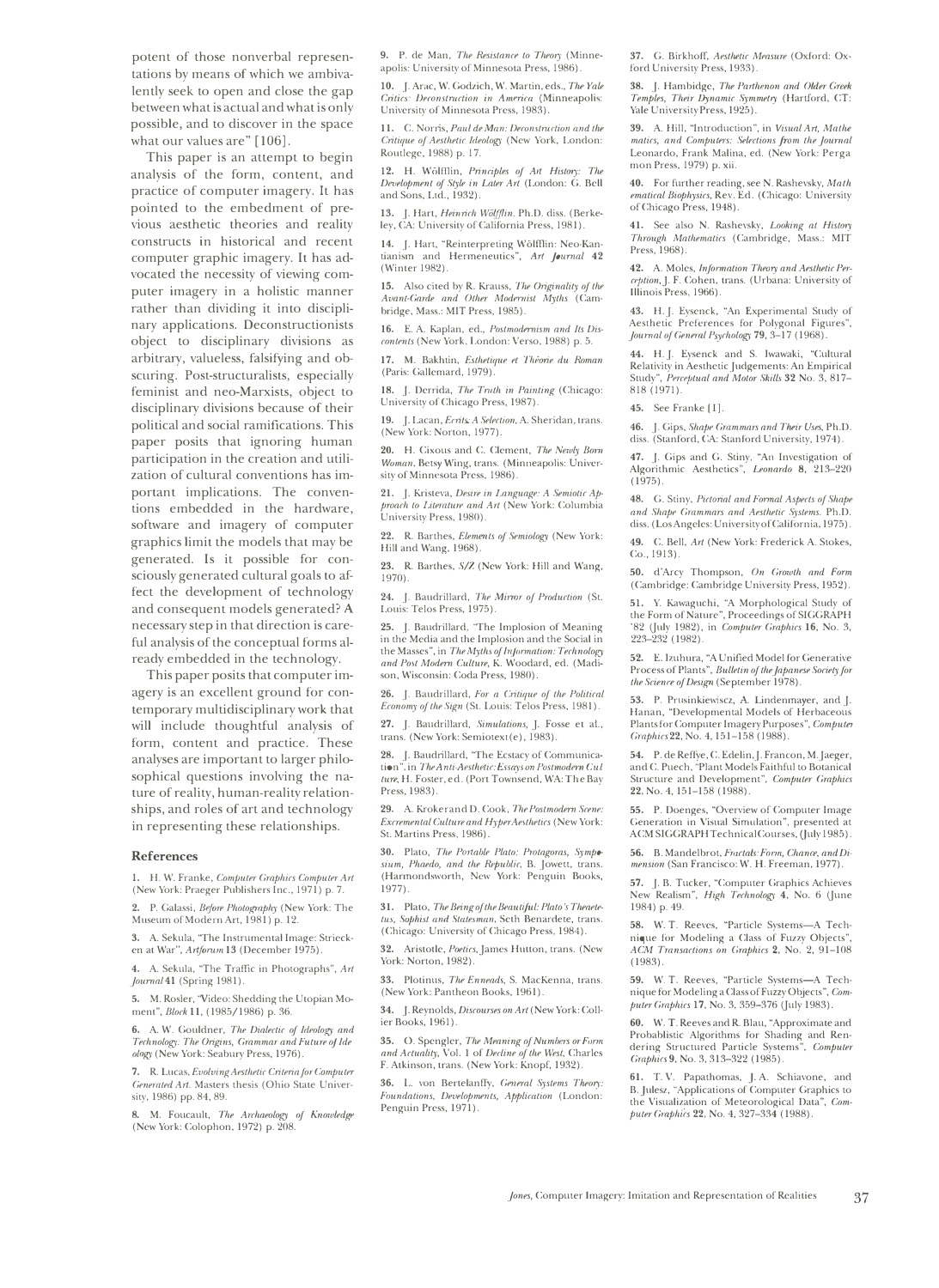potent of those nonverbal representations by means of which we ambivalently seek to open and close the gap between what is actual and what is only possible, and to discover in the space what our values are" [106].

This paper is an attempt to begin analysis of the form, content, and practice of computer imagery. It has pointed to the embedment of previous aesthetic theories and reality constructs in historical and recent computer graphic imagery. It has advocated the necessity of viewing computer imagery in a holistic manner rather than dividing it into disciplinary applications. Deconstructionists object to disciplinary divisions as arbitrary, valueless, falsifying and obscuring. Post-structuralists, especially feminist and neo-Marxists, object to disciplinary divisions because of their political and social ramifications. This paper posits that ignoring human participation in the creation and utilization of cultural conventions has important implications. The conventions embedded in the hardware, software and imagery of computer graphics limit the models that may be generated. Is it possible for consciously generated cultural goals to affect the development of technology and consequent models generated? A necessary step in that direction is careful analysis of the conceptual forms already embedded in the technology.

This paper posits that computer imagery is an excellent ground for contemporary multidisciplinary work that will include thoughtful analysis of form, content and practice. These analyses are important to larger philosophical questions involving the nature of reality, human-reality relationships, and roles of art and technology in representing these relationships.

### References

1. H. W. Franke, *Computer Graphics Computer Art* (New York: Praeger Publishers Inc., 1971) p. 7.
2. P. Galassi, *Before Photography* (New York: The Museum of Modern Art, 1981) p. 12.
3. A. Sekula, "The Instrumental Image: Strieckcn at War", *Artforum* **13** (December 1975).
4. A. Sekula, "The Traffic in Photographs", *Art Journal* **41** (Spring 1981).
5. M. Rosler, "Video: Shedding the Utopian Moment", *Block* **11**, (1985/1986) p. 36.
6. A. W. Gouldner, *The Dialectic of Ideology and Technology: The Origins, Grammar and Future of Ideology* (New York: Seabury Press, 1976).
7. R. Lucas, *Evolving Aesthetic Criteria for Computer Generated Art.* Masters thesis (Ohio State University, 1986) pp. 84, 89.
8. M. Foucault, *The Archaeology of Knowledge* (New York: Colophon, 1972) p. 208.
9. P. de Man, *The Resistance to Theory* (Minneapolis: University of Minnesota Press, 1986).
10. J. Arac, W. Godzich, W. Martin, eds., *The Yale Critics: Deconstruction in America* (Minneapolis: University of Minnesota Press, 1983).
11. C. Norris, *Paul de Man: Deconstruction and the Critique of Aesthetic Ideology* (New York, London: Routlege, 1988) p. 17.
12. H. Wölfflin, *Principles of Art History: The Development of Style in Later Art* (London: G. Bell and Sons, Ltd., 1932).
13. J. Hart, *Heinrich Wölfflin.* Ph.D. diss. (Berkeley, CA: University of California Press, 1981).
14. J. Hart, "Reinterpreting Wölfflin: Neo-Kantianism and Hermeneutics", *Art Journal* **42** (Winter 1982).
15. Also cited by R. Krauss, *The Originality of the Avant-Garde and Other Modernist Myths* (Cambridge, Mass.: MIT Press, 1985).
16. E. A. Kaplan, ed., *Postmodernism and Its Discontents* (New York, London: Verso, 1988) p. 5.
17. M. Bakhtin, *Esthetique et Théorie du Roman* (Paris: Gallemard, 1979).
18. J. Derrida, *The Truth in Painting* (Chicago: University of Chicago Press, 1987).
19. J. Lacan, *Ecrits: A Selection*, A. Sheridan, trans. (New York: Norton, 1977).
20. H. Cixous and C. Clement, *The Newly Born Woman*, Betsy Wing, trans. (Minneapolis: University of Minnesota Press, 1986).
21. J. Kristeva, *Desire in Language: A Semiotic Approach to Literature and Art* (New York: Columbia University Press, 1980).
22. R. Barthes, *Elements of Semiology* (New York: Hill and Wang, 1968).
23. R. Barthes, *S/Z* (New York: Hill and Wang, 1970).
24. J. Baudrillard, *The Mirror of Production* (St. Louis: Telos Press, 1975).
25. J. Baudrillard, "The Implosion of Meaning in the Media and the Implosion and the Social in the Masses", in *The Myths of Information: Technology and Post Modern Culture*, K. Woodard, ed. (Madison, Wisconsin: Coda Press, 1980).
26. J. Baudrillard, *For a Critique of the Political Economy of the Sign* (St. Louis: Telos Press, 1981).
27. J. Baudrillard, *Simulations*, J. Fosse et al., trans. (New York: Semiotext(e), 1983).
28. J. Baudrillard, "The Ecstacy of Communication", in *The Anti-Aesthetic: Essays on Postmodern Culture*, H. Foster, ed. (Port Townsend, WA: The Bay Press, 1983).
29. A. Kroker and D. Cook, *The Postmodern Scene: Excremental Culture and Hyper Aesthetics* (New York: St. Martins Press, 1986).
30. Plato, *The Portable Plato: Protagoras, Symposium, Phaedo, and the Republic*, B. Jowett, trans. (Harmondsworth, New York: Penguin Books, 1977).
31. Plato, *The Being of the Beautiful: Plato's Theaetetus, Sophist and Statesman*, Seth Benardete, trans. (Chicago: University of Chicago Press, 1984).
32. Aristotle, *Poetics*, James Hutton, trans. (New York: Norton, 1982).
33. Plotinus, *The Enneads*, S. MacKenna, trans. (New York: Pantheon Books, 1961).
34. J. Reynolds, *Discourses on Art* (New York: Collier Books, 1961).
35. O. Spengler, *The Meaning of Numbers or Form and Actuality*, Vol. 1 of *Decline of the West*, Charles F. Atkinson, trans. (New York: Knopf, 1932).
36. L. von Bertelanffy, *General Systems Theory: Foundations, Developments, Application* (London: Penguin Press, 1971).
37. G. Birkhoff, *Aesthetic Measure* (Oxford: Oxford University Press, 1933).
38. J. Hambidge, *The Parthenon and Older Greek Temples, Their Dynamic Symmetry* (Hartford, CT: Yale University Press, 1925).
39. A. Hill, "Introduction", in *Visual Art, Mathematics, and Computers: Selections from the Journal* Leonardo, Frank Malina, ed. (New York: Pergamon Press, 1979) p. xii.
40. For further reading, see N. Rashevsky, *Mathematical Biophysics*, Rev. Ed. (Chicago: University of Chicago Press, 1948).
41. See also N. Rashevsky, *Looking at History Through Mathematics* (Cambridge, Mass.: MIT Press, 1968).
42. A. Moles, *Information Theory and Aesthetic Perception*, J. F. Cohen, trans. (Urbana: University of Illinois Press, 1966).
43. H. J. Eysenck, "An Experimental Study of Aesthetic Preferences for Polygonal Figures", *Journal of General Psychology* **79**, 3–17 (1968).
44. H. J. Eysenck and S. Iwawaki, "Cultural Relativity in Aesthetic Judgements: An Empirical Study", *Perceptual and Motor Skills* **32** No. 3, 817–818 (1971).
45. See Franke [1].
46. J. Gips, *Shape Grammars and Their Uses*, Ph.D. diss. (Stanford, CA: Stanford University, 1974).
47. J. Gips and G. Stiny, "An Investigation of Algorithmic Aesthetics", *Leonardo* **8**, 213–220 (1975).
48. G. Stiny, *Pictorial and Formal Aspects of Shape and Shape Grammars and Aesthetic Systems.* Ph.D. diss. (Los Angeles: University of California, 1975).
49. C. Bell, *Art* (New York: Frederick A. Stokes, Co., 1913).
50. d'Arcy Thompson, *On Growth and Form* (Cambridge: Cambridge University Press, 1952).
51. Y. Kawaguchi, "A Morphological Study of the Form of Nature", Proceedings of SIGGRAPH '82 (July 1982), in *Computer Graphics* **16**, No. 3, 223–232 (1982).
52. E. Izuhura, "A Unified Model for Generative Process of Plants", *Bulletin of the Japanese Society for the Science of Design* (September 1978).
53. P. Prusinkiewiscz, A. Lindenmayer, and J. Hanan, "Developmental Models of Herbaceous Plants for Computer Imagery Purposes", *Computer Graphics* **22**, No. 4, 151–158 (1988).
54. P. de Reffye, C. Edelin, J. Francon, M. Jaeger, and C. Puech, "Plant Models Faithful to Botanical Structure and Development", *Computer Graphics* **22**, No. 4, 151–158 (1988).
55. P. Doenges, "Overview of Computer Image Generation in Visual Simulation", presented at ACM SIGGRAPH Technical Courses, (July 1985).
56. B. Mandelbrot, *Fractals: Form, Chance, and Dimension* (San Francisco: W. H. Freeman, 1977).
57. J. B. Tucker, "Computer Graphics Achieves New Realism", *High Technology* **4**, No. 6 (June 1984) p. 49.
58. W. T. Reeves, "Particle Systems—A Technique for Modeling a Class of Fuzzy Objects", *ACM Transactions on Graphics* **2**, No. 2, 91–108 (1983).
59. W. T. Reeves, "Particle Systems—A Technique for Modeling a Class of Fuzzy Objects", *Computer Graphics* **17**, No. 3, 359–376 (July 1983).
60. W. T. Reeves and R. Blau, "Approximate and Probablistic Algorithms for Shading and Rendering Structured Particle Systems", *Computer Graphics* **9**, No. 3, 313–322 (1985).
61. T. V. Papathomas, J. A. Schiavone, and B. Julesz, "Applications of Computer Graphics to the Visualization of Meteorological Data", *Computer Graphics* **22**, No. 4, 327–334 (1988).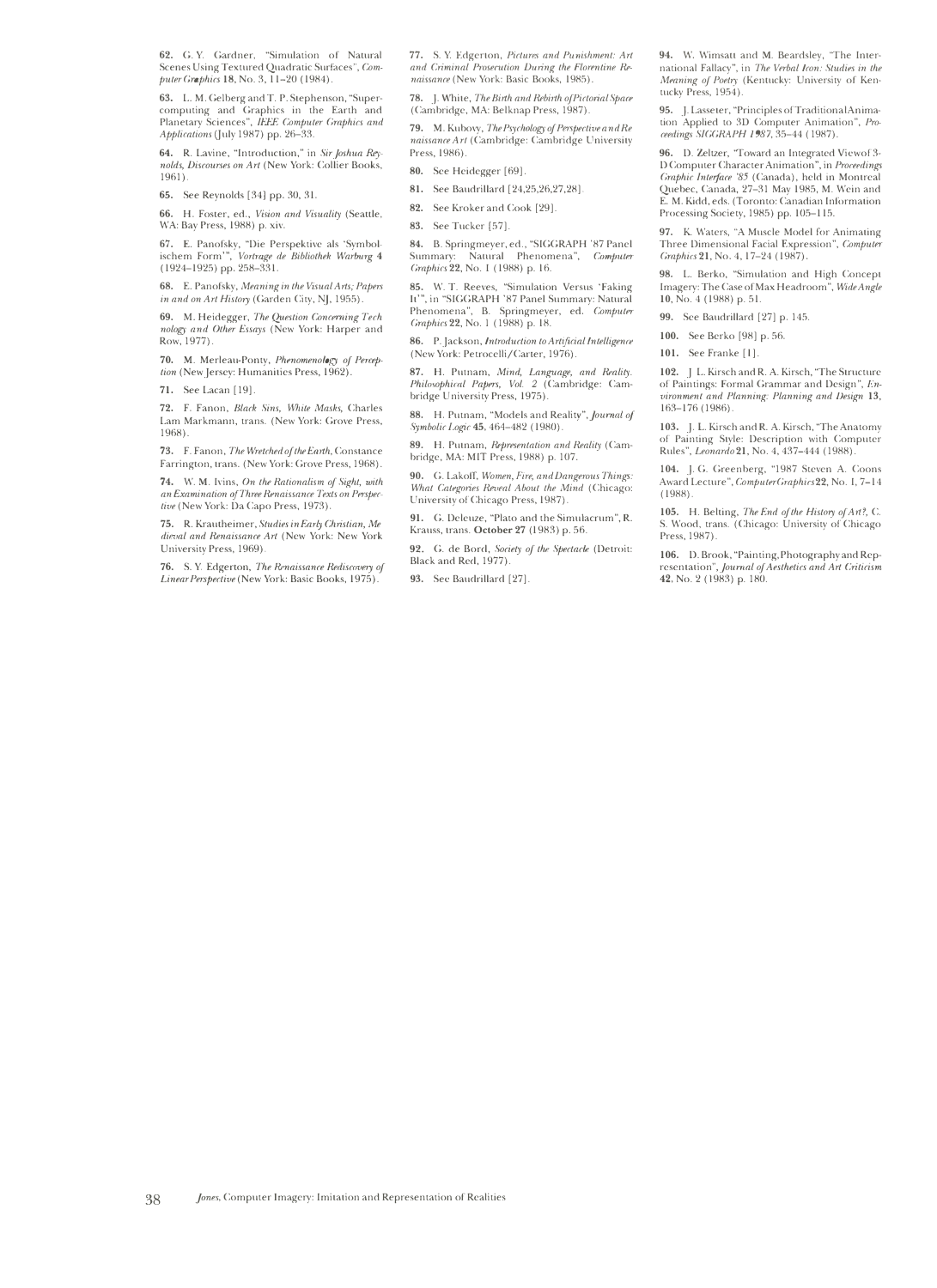**62.** G. Y. Gardner, "Simulation of Natural Scenes Using Textured Quadratic Surfaces", *Computer Graphics* **18**, No. 3, 11–20 (1984).

**63.** L. M. Gelberg and T. P. Stephenson, "Supercomputing and Graphics in the Earth and Planetary Sciences", *IEEE Computer Graphics and Applications* (July 1987) pp. 26–33.

**64.** R. Lavine, "Introduction," in *Sir Joshua Reynolds, Discourses on Art* (New York: Collier Books, 1961).

**65.** See Reynolds [34] pp. 30, 31.

**66.** H. Foster, ed., *Vision and Visuality* (Seattle, WA: Bay Press, 1988) p. xiv.

**67.** E. Panofsky, "Die Perspektive als 'Symbolischem Form'", *Vortrage de Bibliothek Warburg* **4** (1924–1925) pp. 258–331.

**68.** E. Panofsky, *Meaning in the Visual Arts; Papers in and on Art History* (Garden City, NJ, 1955).

**69.** M. Heidegger, *The Question Concerning Technology and Other Essays* (New York: Harper and Row, 1977).

**70.** M. Merleau-Ponty, *Phenomenology of Perception* (New Jersey: Humanities Press, 1962).

**71.** See Lacan [19].

**72.** F. Fanon, *Black Sins, White Masks*, Charles Lam Markmann, trans. (New York: Grove Press, 1968).

**73.** F. Fanon, *The Wretched of the Earth*, Constance Farrington, trans. (New York: Grove Press, 1968).

**74.** W. M. Ivins, *On the Rationalism of Sight, with an Examination of Three Renaissance Texts on Perspective* (New York: Da Capo Press, 1973).

**75.** R. Krautheimer, *Studies in Early Christian, Medieval and Renaissance Art* (New York: New York University Press, 1969).

**76.** S. Y. Edgerton, *The Renaissance Rediscovery of Linear Perspective* (New York: Basic Books, 1975).

**77.** S. Y. Edgerton, *Pictures and Punishment: Art and Criminal Prosecution During the Florentine Renaissance* (New York: Basic Books, 1985).

**78.** J. White, *The Birth and Rebirth of Pictorial Space* (Cambridge, MA: Belknap Press, 1987).

**79.** M. Kubovy, *The Psychology of Perspective and Renaissance Art* (Cambridge: Cambridge University Press, 1986).

**80.** See Heidegger [69].

**81.** See Baudrillard [24,25,26,27,28].

**82.** See Kroker and Cook [29].

**83.** See Tucker [57].

**84.** B. Springmeyer, ed., "SIGGRAPH '87 Panel Summary: Natural Phenomena", *Computer Graphics* **22**, No. 1 (1988) p. 16.

**85.** W. T. Reeves, "Simulation Versus 'Faking It'", in "SIGGRAPH '87 Panel Summary: Natural Phenomena", B. Springmeyer, ed. *Computer Graphics* **22**, No. 1 (1988) p. 18.

**86.** P. Jackson, *Introduction to Artificial Intelligence* (New York: Petrocelli/Carter, 1976).

**87.** H. Putnam, *Mind, Language, and Reality. Philosophical Papers, Vol. 2* (Cambridge: Cambridge University Press, 1975).

**88.** H. Putnam, "Models and Reality", *Journal of Symbolic Logic* **45**, 464–482 (1980).

**89.** H. Putnam, *Representation and Reality* (Cambridge, MA: MIT Press, 1988) p. 107.

**90.** G. Lakoff, *Women, Fire, and Dangerous Things: What Categories Reveal About the Mind* (Chicago: University of Chicago Press, 1987).

**91.** G. Deleuze, "Plato and the Simulacrum", R. Krauss, trans. **October 27** (1983) p. 56.

**92.** G. de Bord, *Society of the Spectacle* (Detroit: Black and Red, 1977).

**93.** See Baudrillard [27].

**94.** W. Wimsatt and M. Beardsley, "The International Fallacy", in *The Verbal Icon: Studies in the Meaning of Poetry* (Kentucky: University of Kentucky Press, 1954).

**95.** J. Lasseter, "Principles of Traditional Animation Applied to 3D Computer Animation", *Proceedings SIGGRAPH 1987*, 35–44 (1987).

**96.** D. Zeltzer, "Toward an Integrated View of 3-D Computer Character Animation", in *Proceedings Graphic Interface '85* (Canada), held in Montreal Quebec, Canada, 27–31 May 1985, M. Wein and E. M. Kidd, eds. (Toronto: Canadian Information Processing Society, 1985) pp. 105–115.

**97.** K. Waters, "A Muscle Model for Animating Three Dimensional Facial Expression", *Computer Graphics* **21**, No. 4, 17–24 (1987).

**98.** L. Berko, "Simulation and High Concept Imagery: The Case of Max Headroom", *Wide Angle* **10**, No. 4 (1988) p. 51.

**99.** See Baudrillard [27] p. 145.

**100.** See Berko [98] p. 56.

**101.** See Franke [1].

**102.** J. L. Kirsch and R. A. Kirsch, "The Structure of Paintings: Formal Grammar and Design", *Environment and Planning: Planning and Design* **13**, 163–176 (1986).

**103.** J. L. Kirsch and R. A. Kirsch, "The Anatomy of Painting Style: Description with Computer Rules", *Leonardo* **21**, No. 4, 437–444 (1988).

**104.** J. G. Greenberg, "1987 Steven A. Coons Award Lecture", *Computer Graphics* **22**, No. 1, 7–14 (1988).

**105.** H. Belting, *The End of the History of Art?*, C. S. Wood, trans. (Chicago: University of Chicago Press, 1987).

**106.** D. Brook, "Painting, Photography and Representation", *Journal of Aesthetics and Art Criticism* **42**, No. 2 (1983) p. 180.